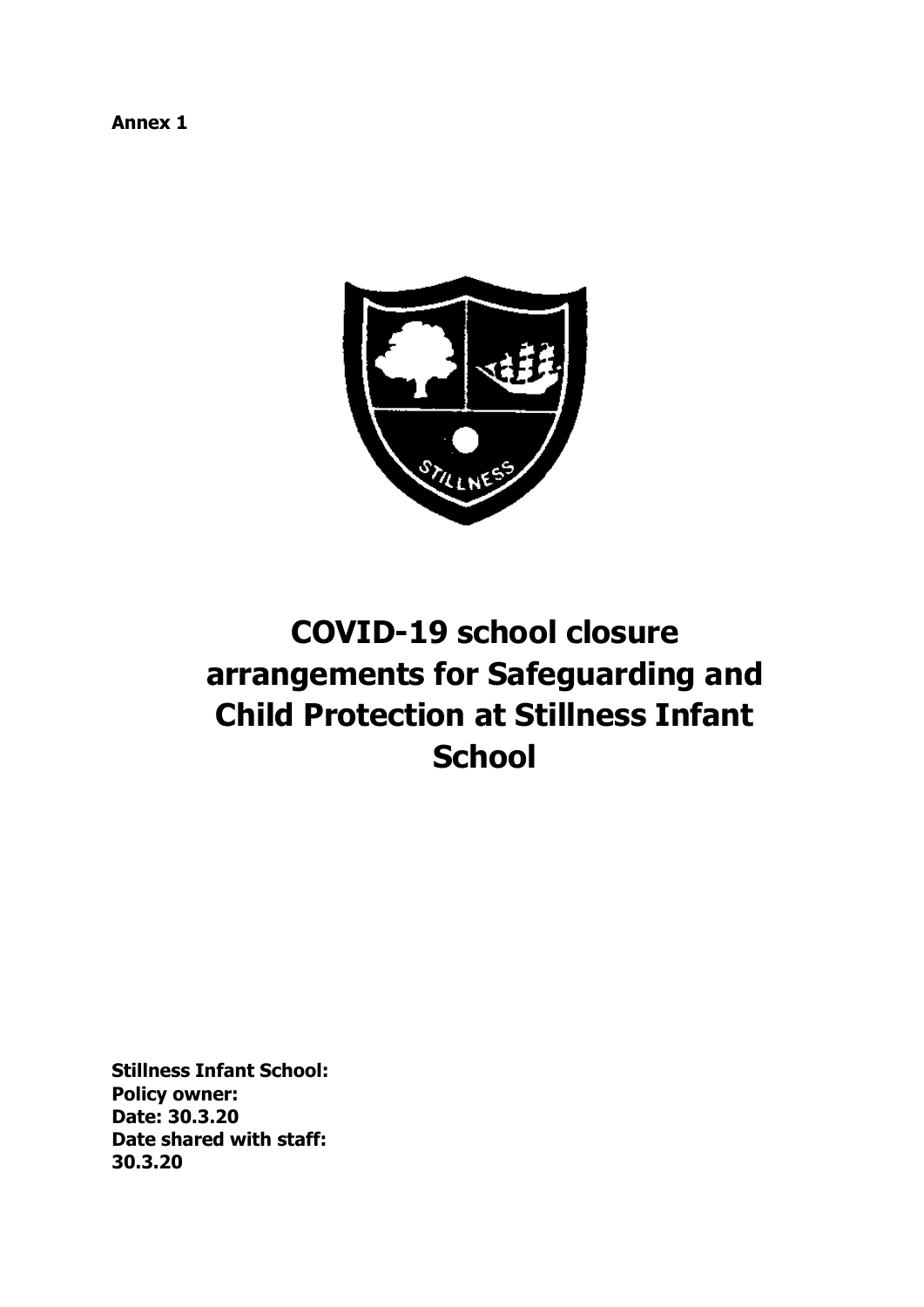**Annex 1**

# COVID-19 school closure arrangements for Safeguarding and Child Protection at Stillness Infant School

**Stillness Infant School:**
**Policy owner:**
**Date: 30.3.20**
**Date shared with staff:**
**30.3.20**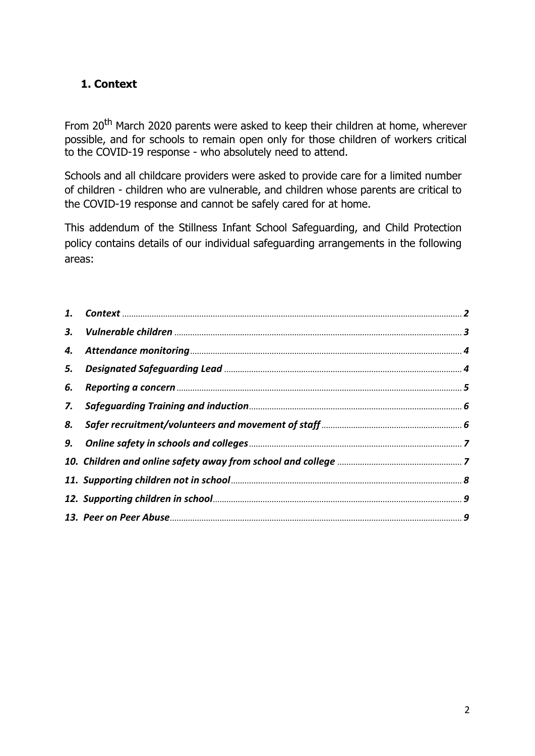## 1. Context

From 20th March 2020 parents were asked to keep their children at home, wherever possible, and for schools to remain open only for those children of workers critical to the COVID-19 response - who absolutely need to attend.

Schools and all childcare providers were asked to provide care for a limited number of children - children who are vulnerable, and children whose parents are critical to the COVID-19 response and cannot be safely cared for at home.

This addendum of the Stillness Infant School Safeguarding, and Child Protection policy contains details of our individual safeguarding arrangements in the following areas:

| | | |
|---|---|---|
| ***1.*** | ***Context*** | ***2*** |
| ***3.*** | ***Vulnerable children*** | ***3*** |
| ***4.*** | ***Attendance monitoring*** | ***4*** |
| ***5.*** | ***Designated Safeguarding Lead*** | ***4*** |
| ***6.*** | ***Reporting a concern*** | ***5*** |
| ***7.*** | ***Safeguarding Training and induction*** | ***6*** |
| ***8.*** | ***Safer recruitment/volunteers and movement of staff*** | ***6*** |
| ***9.*** | ***Online safety in schools and colleges*** | ***7*** |
| ***10.*** | ***Children and online safety away from school and college*** | ***7*** |
| ***11.*** | ***Supporting children not in school*** | ***8*** |
| ***12.*** | ***Supporting children in school*** | ***9*** |
| ***13.*** | ***Peer on Peer Abuse*** | ***9*** |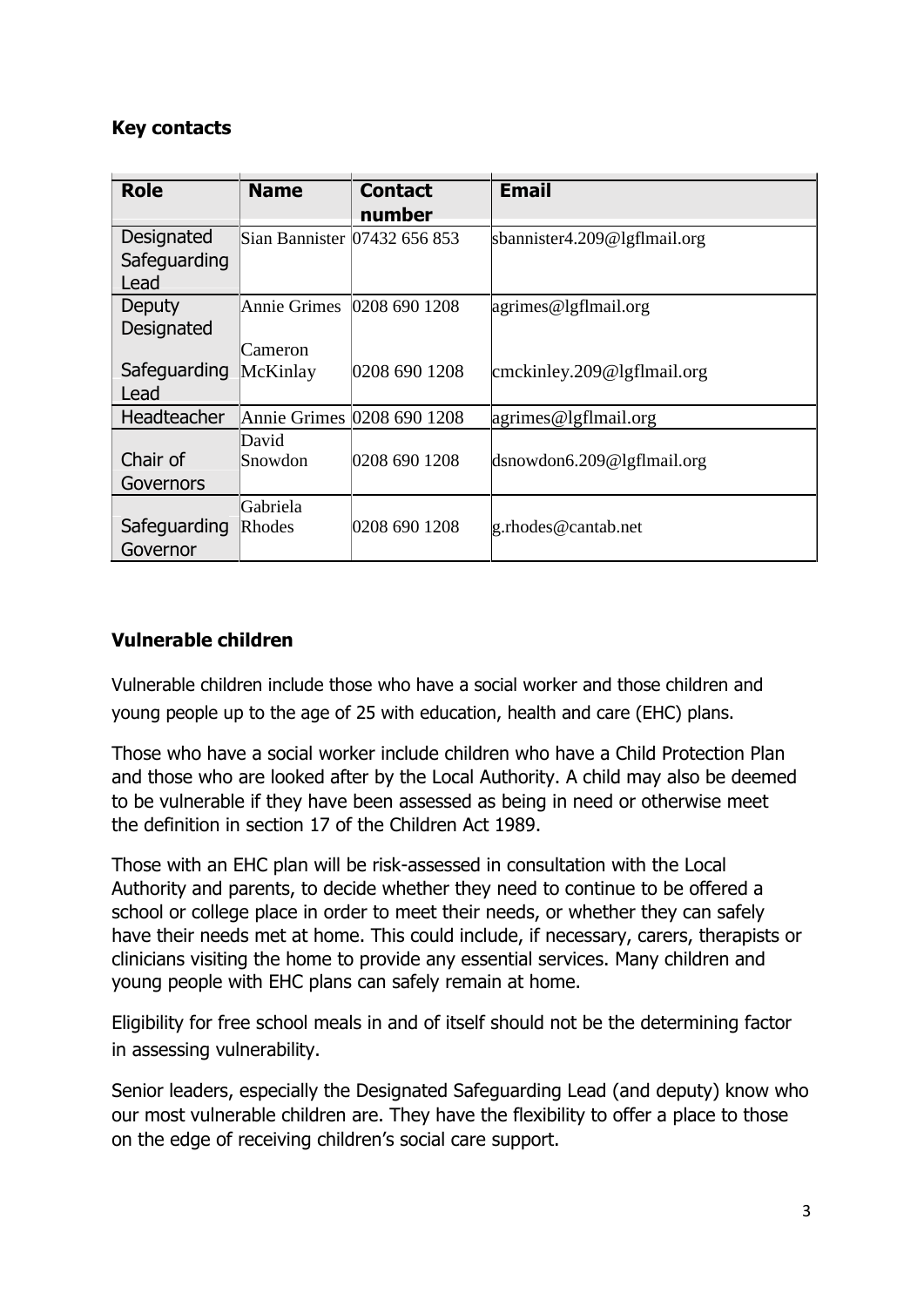**Key contacts**

| Role | Name | Contact number | Email |
|---|---|---|---|
| Designated Safeguarding Lead | Sian Bannister | 07432 656 853 | sbannister4.209@lgflmail.org |
| Deputy Designated Safeguarding Lead | Annie Grimes<br>Cameron McKinlay | 0208 690 1208<br>0208 690 1208 | agrimes@lgflmail.org<br>cmckinley.209@lgflmail.org |
| Headteacher | Annie Grimes | 0208 690 1208 | agrimes@lgflmail.org |
| Chair of Governors | David Snowdon | 0208 690 1208 | dsnowdon6.209@lgflmail.org |
| Safeguarding Governor | Gabriela Rhodes | 0208 690 1208 | g.rhodes@cantab.net |

**Vulnerable children**

Vulnerable children include those who have a social worker and those children and young people up to the age of 25 with education, health and care (EHC) plans.

Those who have a social worker include children who have a Child Protection Plan and those who are looked after by the Local Authority. A child may also be deemed to be vulnerable if they have been assessed as being in need or otherwise meet the definition in section 17 of the Children Act 1989.

Those with an EHC plan will be risk-assessed in consultation with the Local Authority and parents, to decide whether they need to continue to be offered a school or college place in order to meet their needs, or whether they can safely have their needs met at home. This could include, if necessary, carers, therapists or clinicians visiting the home to provide any essential services. Many children and young people with EHC plans can safely remain at home.

Eligibility for free school meals in and of itself should not be the determining factor in assessing vulnerability.

Senior leaders, especially the Designated Safeguarding Lead (and deputy) know who our most vulnerable children are. They have the flexibility to offer a place to those on the edge of receiving children's social care support.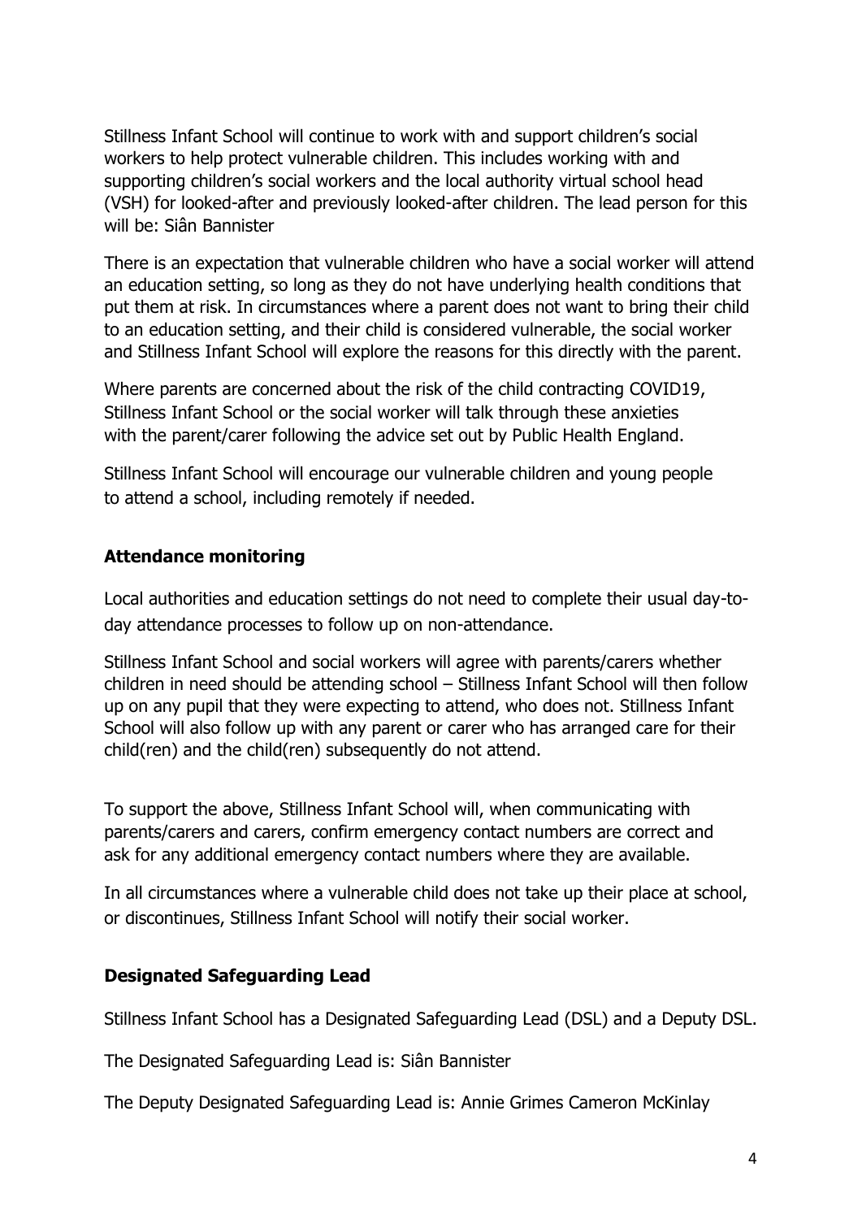Stillness Infant School will continue to work with and support children's social workers to help protect vulnerable children. This includes working with and supporting children's social workers and the local authority virtual school head (VSH) for looked-after and previously looked-after children. The lead person for this will be: Siân Bannister

There is an expectation that vulnerable children who have a social worker will attend an education setting, so long as they do not have underlying health conditions that put them at risk. In circumstances where a parent does not want to bring their child to an education setting, and their child is considered vulnerable, the social worker and Stillness Infant School will explore the reasons for this directly with the parent.

Where parents are concerned about the risk of the child contracting COVID19, Stillness Infant School or the social worker will talk through these anxieties with the parent/carer following the advice set out by Public Health England.

Stillness Infant School will encourage our vulnerable children and young people to attend a school, including remotely if needed.

**Attendance monitoring**

Local authorities and education settings do not need to complete their usual day-to-day attendance processes to follow up on non-attendance.

Stillness Infant School and social workers will agree with parents/carers whether children in need should be attending school – Stillness Infant School will then follow up on any pupil that they were expecting to attend, who does not. Stillness Infant School will also follow up with any parent or carer who has arranged care for their child(ren) and the child(ren) subsequently do not attend.

To support the above, Stillness Infant School will, when communicating with parents/carers and carers, confirm emergency contact numbers are correct and ask for any additional emergency contact numbers where they are available.

In all circumstances where a vulnerable child does not take up their place at school, or discontinues, Stillness Infant School will notify their social worker.

**Designated Safeguarding Lead**

Stillness Infant School has a Designated Safeguarding Lead (DSL) and a Deputy DSL.

The Designated Safeguarding Lead is: Siân Bannister

The Deputy Designated Safeguarding Lead is: Annie Grimes Cameron McKinlay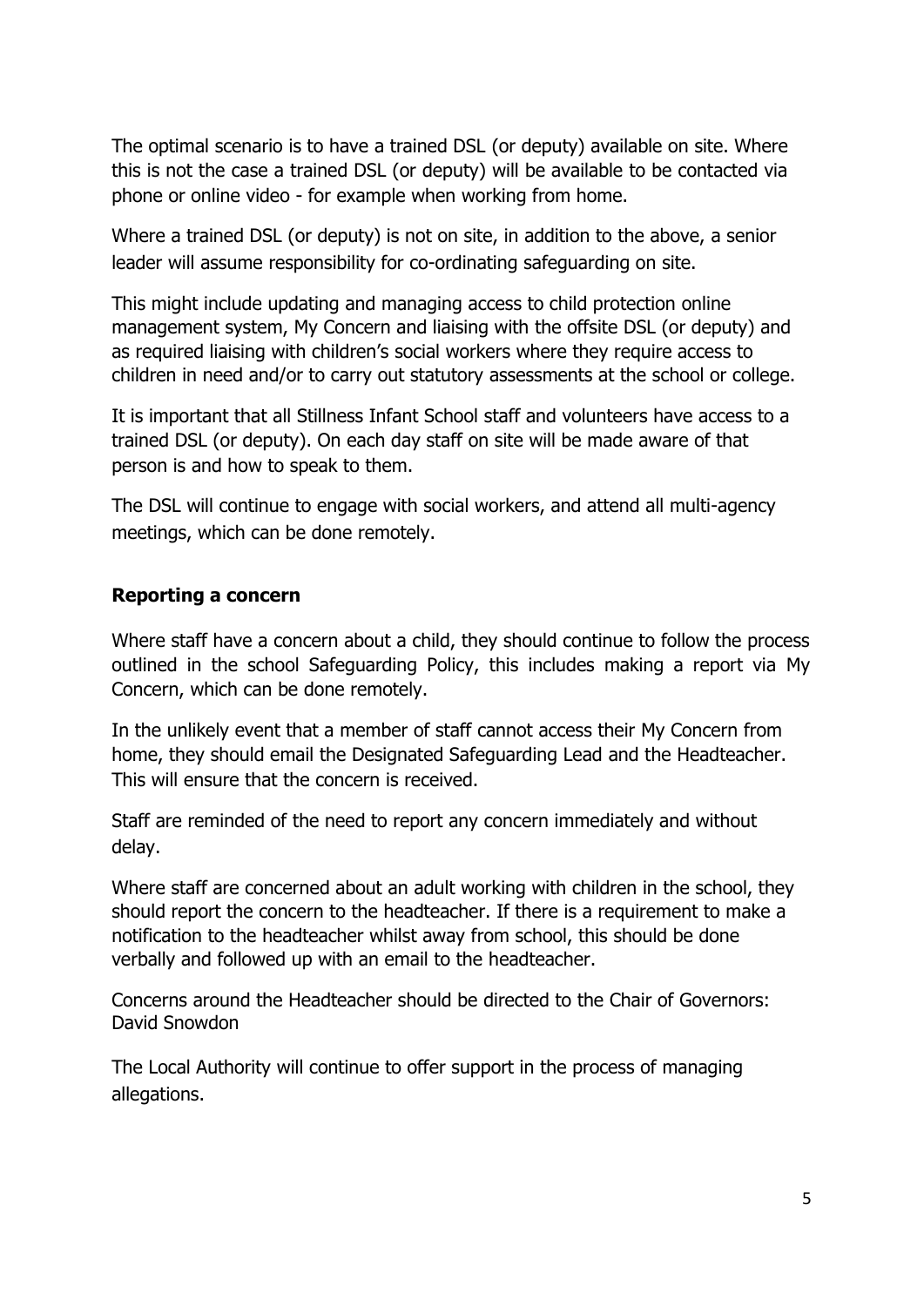The optimal scenario is to have a trained DSL (or deputy) available on site. Where this is not the case a trained DSL (or deputy) will be available to be contacted via phone or online video - for example when working from home.

Where a trained DSL (or deputy) is not on site, in addition to the above, a senior leader will assume responsibility for co-ordinating safeguarding on site.

This might include updating and managing access to child protection online management system, My Concern and liaising with the offsite DSL (or deputy) and as required liaising with children's social workers where they require access to children in need and/or to carry out statutory assessments at the school or college.

It is important that all Stillness Infant School staff and volunteers have access to a trained DSL (or deputy). On each day staff on site will be made aware of that person is and how to speak to them.

The DSL will continue to engage with social workers, and attend all multi-agency meetings, which can be done remotely.

**Reporting a concern**

Where staff have a concern about a child, they should continue to follow the process outlined in the school Safeguarding Policy, this includes making a report via My Concern, which can be done remotely.

In the unlikely event that a member of staff cannot access their My Concern from home, they should email the Designated Safeguarding Lead and the Headteacher. This will ensure that the concern is received.

Staff are reminded of the need to report any concern immediately and without delay.

Where staff are concerned about an adult working with children in the school, they should report the concern to the headteacher. If there is a requirement to make a notification to the headteacher whilst away from school, this should be done verbally and followed up with an email to the headteacher.

Concerns around the Headteacher should be directed to the Chair of Governors: David Snowdon

The Local Authority will continue to offer support in the process of managing allegations.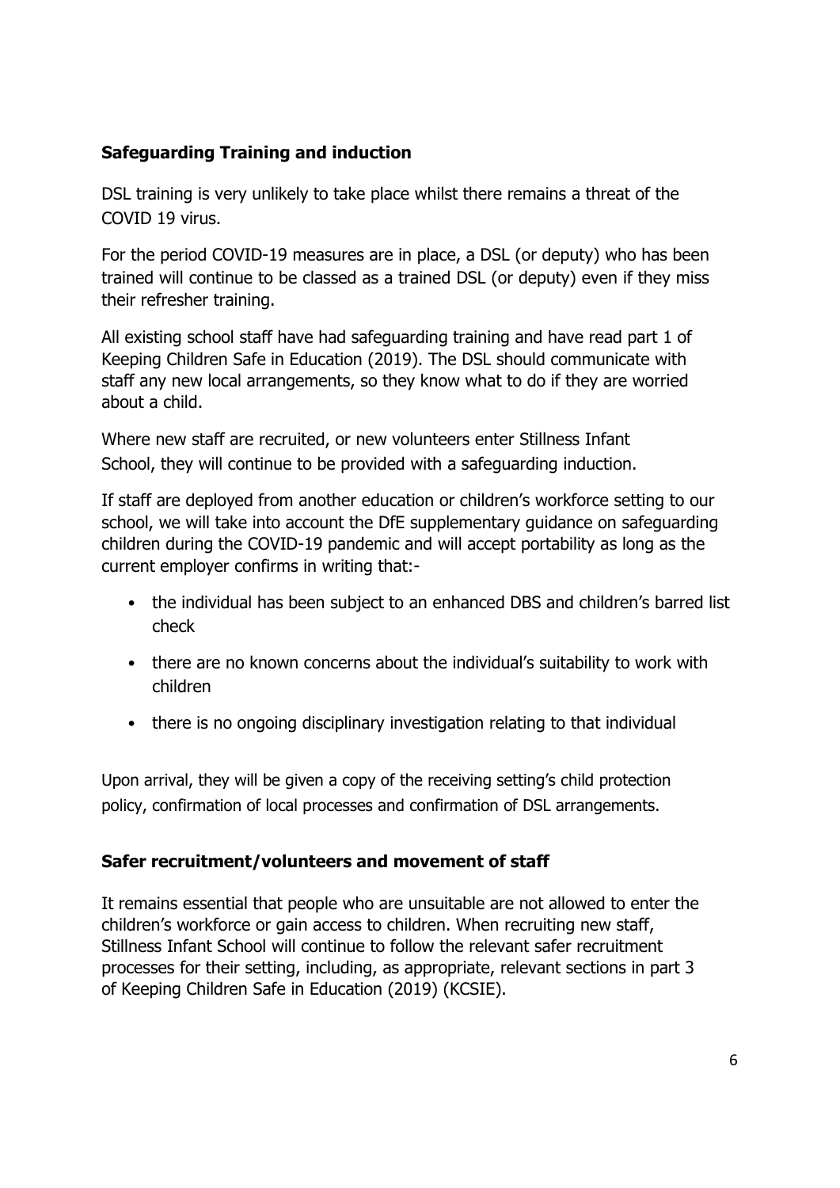## Safeguarding Training and induction

DSL training is very unlikely to take place whilst there remains a threat of the COVID 19 virus.

For the period COVID-19 measures are in place, a DSL (or deputy) who has been trained will continue to be classed as a trained DSL (or deputy) even if they miss their refresher training.

All existing school staff have had safeguarding training and have read part 1 of Keeping Children Safe in Education (2019). The DSL should communicate with staff any new local arrangements, so they know what to do if they are worried about a child.

Where new staff are recruited, or new volunteers enter Stillness Infant School, they will continue to be provided with a safeguarding induction.

If staff are deployed from another education or children's workforce setting to our school, we will take into account the DfE supplementary guidance on safeguarding children during the COVID-19 pandemic and will accept portability as long as the current employer confirms in writing that:-

- the individual has been subject to an enhanced DBS and children's barred list check
- there are no known concerns about the individual's suitability to work with children
- there is no ongoing disciplinary investigation relating to that individual

Upon arrival, they will be given a copy of the receiving setting's child protection policy, confirmation of local processes and confirmation of DSL arrangements.

## Safer recruitment/volunteers and movement of staff

It remains essential that people who are unsuitable are not allowed to enter the children's workforce or gain access to children. When recruiting new staff, Stillness Infant School will continue to follow the relevant safer recruitment processes for their setting, including, as appropriate, relevant sections in part 3 of Keeping Children Safe in Education (2019) (KCSIE).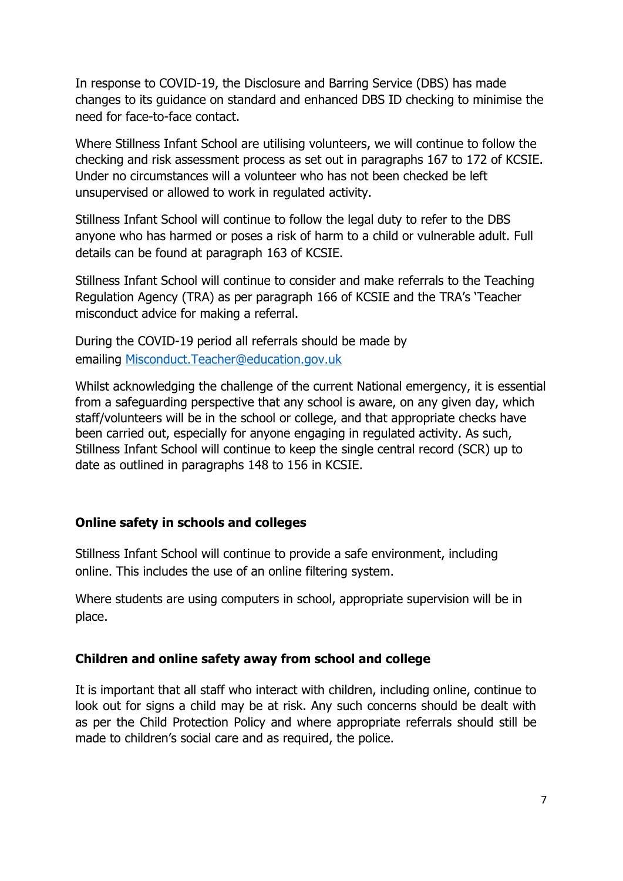In response to COVID-19, the Disclosure and Barring Service (DBS) has made changes to its guidance on standard and enhanced DBS ID checking to minimise the need for face-to-face contact.

Where Stillness Infant School are utilising volunteers, we will continue to follow the checking and risk assessment process as set out in paragraphs 167 to 172 of KCSIE. Under no circumstances will a volunteer who has not been checked be left unsupervised or allowed to work in regulated activity.

Stillness Infant School will continue to follow the legal duty to refer to the DBS anyone who has harmed or poses a risk of harm to a child or vulnerable adult. Full details can be found at paragraph 163 of KCSIE.

Stillness Infant School will continue to consider and make referrals to the Teaching Regulation Agency (TRA) as per paragraph 166 of KCSIE and the TRA's 'Teacher misconduct advice for making a referral.

During the COVID-19 period all referrals should be made by emailing [Misconduct.Teacher@education.gov.uk](mailto:Misconduct.Teacher@education.gov.uk)

Whilst acknowledging the challenge of the current National emergency, it is essential from a safeguarding perspective that any school is aware, on any given day, which staff/volunteers will be in the school or college, and that appropriate checks have been carried out, especially for anyone engaging in regulated activity. As such, Stillness Infant School will continue to keep the single central record (SCR) up to date as outlined in paragraphs 148 to 156 in KCSIE.

**Online safety in schools and colleges**

Stillness Infant School will continue to provide a safe environment, including online. This includes the use of an online filtering system.

Where students are using computers in school, appropriate supervision will be in place.

**Children and online safety away from school and college**

It is important that all staff who interact with children, including online, continue to look out for signs a child may be at risk. Any such concerns should be dealt with as per the Child Protection Policy and where appropriate referrals should still be made to children's social care and as required, the police.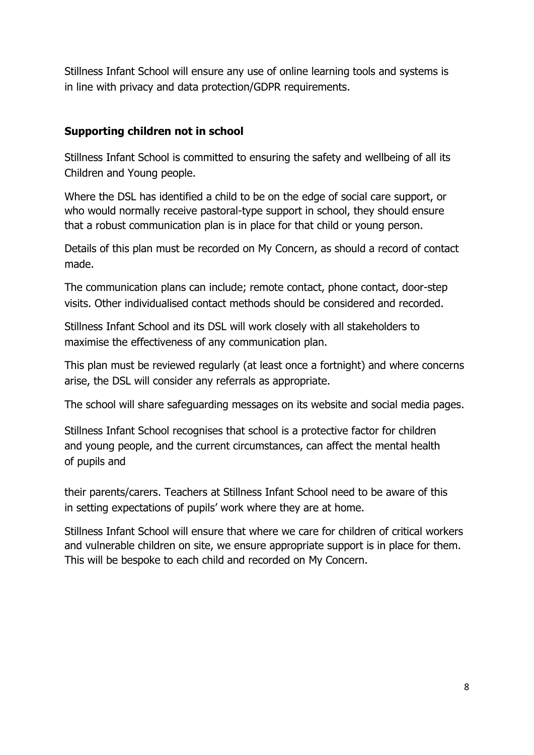Stillness Infant School will ensure any use of online learning tools and systems is in line with privacy and data protection/GDPR requirements.

**Supporting children not in school**

Stillness Infant School is committed to ensuring the safety and wellbeing of all its Children and Young people.

Where the DSL has identified a child to be on the edge of social care support, or who would normally receive pastoral-type support in school, they should ensure that a robust communication plan is in place for that child or young person.

Details of this plan must be recorded on My Concern, as should a record of contact made.

The communication plans can include; remote contact, phone contact, door-step visits. Other individualised contact methods should be considered and recorded.

Stillness Infant School and its DSL will work closely with all stakeholders to maximise the effectiveness of any communication plan.

This plan must be reviewed regularly (at least once a fortnight) and where concerns arise, the DSL will consider any referrals as appropriate.

The school will share safeguarding messages on its website and social media pages.

Stillness Infant School recognises that school is a protective factor for children and young people, and the current circumstances, can affect the mental health of pupils and their parents/carers. Teachers at Stillness Infant School need to be aware of this in setting expectations of pupils' work where they are at home.

Stillness Infant School will ensure that where we care for children of critical workers and vulnerable children on site, we ensure appropriate support is in place for them. This will be bespoke to each child and recorded on My Concern.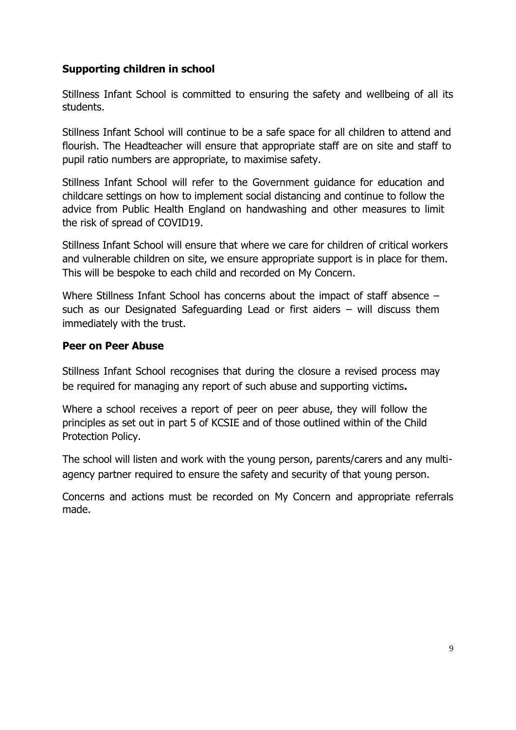## Supporting children in school

Stillness Infant School is committed to ensuring the safety and wellbeing of all its students.

Stillness Infant School will continue to be a safe space for all children to attend and flourish. The Headteacher will ensure that appropriate staff are on site and staff to pupil ratio numbers are appropriate, to maximise safety.

Stillness Infant School will refer to the Government guidance for education and childcare settings on how to implement social distancing and continue to follow the advice from Public Health England on handwashing and other measures to limit the risk of spread of COVID19.

Stillness Infant School will ensure that where we care for children of critical workers and vulnerable children on site, we ensure appropriate support is in place for them. This will be bespoke to each child and recorded on My Concern.

Where Stillness Infant School has concerns about the impact of staff absence – such as our Designated Safeguarding Lead or first aiders – will discuss them immediately with the trust.

## Peer on Peer Abuse

Stillness Infant School recognises that during the closure a revised process may be required for managing any report of such abuse and supporting victims**.**

Where a school receives a report of peer on peer abuse, they will follow the principles as set out in part 5 of KCSIE and of those outlined within of the Child Protection Policy.

The school will listen and work with the young person, parents/carers and any multi-agency partner required to ensure the safety and security of that young person.

Concerns and actions must be recorded on My Concern and appropriate referrals made.